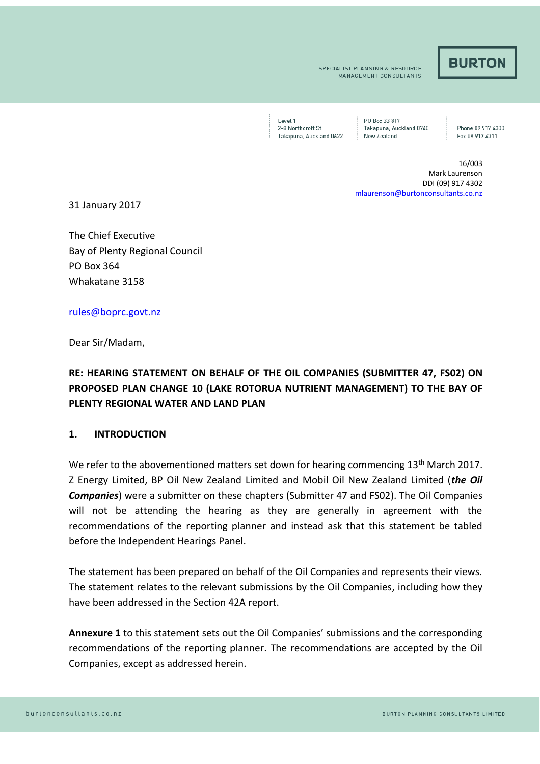SPECIALIST PLANNING & RESOURCE MANAGEMENT CONSULTANTS

**BURTON**

Level 1
2-8 Northcroft St
Takapuna, Auckland 0622

PO Box 33 817
Takapuna, Auckland 0740
New Zealand

Phone 09 917 4300
Fax 09 917 4311

16/003
Mark Laurenson
DDI (09) 917 4302
mlaurenson@burtonconsultants.co.nz

31 January 2017

The Chief Executive
Bay of Plenty Regional Council
PO Box 364
Whakatane 3158

rules@boprc.govt.nz

Dear Sir/Madam,

**RE: HEARING STATEMENT ON BEHALF OF THE OIL COMPANIES (SUBMITTER 47, FS02) ON PROPOSED PLAN CHANGE 10 (LAKE ROTORUA NUTRIENT MANAGEMENT) TO THE BAY OF PLENTY REGIONAL WATER AND LAND PLAN**

## 1. INTRODUCTION

We refer to the abovementioned matters set down for hearing commencing 13th March 2017. Z Energy Limited, BP Oil New Zealand Limited and Mobil Oil New Zealand Limited (***the Oil Companies***) were a submitter on these chapters (Submitter 47 and FS02). The Oil Companies will not be attending the hearing as they are generally in agreement with the recommendations of the reporting planner and instead ask that this statement be tabled before the Independent Hearings Panel.

The statement has been prepared on behalf of the Oil Companies and represents their views. The statement relates to the relevant submissions by the Oil Companies, including how they have been addressed in the Section 42A report.

**Annexure 1** to this statement sets out the Oil Companies' submissions and the corresponding recommendations of the reporting planner. The recommendations are accepted by the Oil Companies, except as addressed herein.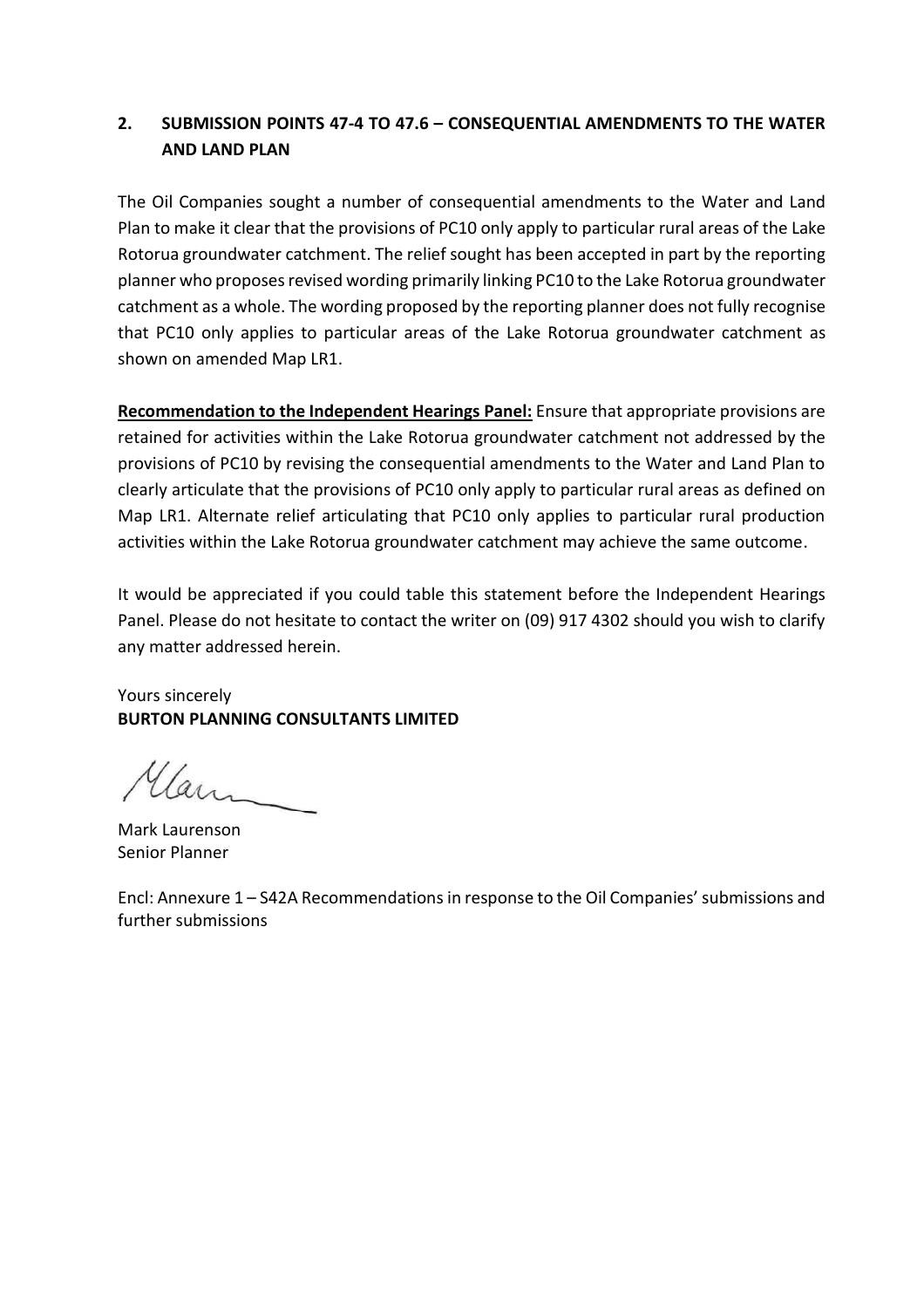## 2. SUBMISSION POINTS 47-4 TO 47.6 – CONSEQUENTIAL AMENDMENTS TO THE WATER AND LAND PLAN

The Oil Companies sought a number of consequential amendments to the Water and Land Plan to make it clear that the provisions of PC10 only apply to particular rural areas of the Lake Rotorua groundwater catchment. The relief sought has been accepted in part by the reporting planner who proposes revised wording primarily linking PC10 to the Lake Rotorua groundwater catchment as a whole. The wording proposed by the reporting planner does not fully recognise that PC10 only applies to particular areas of the Lake Rotorua groundwater catchment as shown on amended Map LR1.

**Recommendation to the Independent Hearings Panel:** Ensure that appropriate provisions are retained for activities within the Lake Rotorua groundwater catchment not addressed by the provisions of PC10 by revising the consequential amendments to the Water and Land Plan to clearly articulate that the provisions of PC10 only apply to particular rural areas as defined on Map LR1. Alternate relief articulating that PC10 only applies to particular rural production activities within the Lake Rotorua groundwater catchment may achieve the same outcome.

It would be appreciated if you could table this statement before the Independent Hearings Panel. Please do not hesitate to contact the writer on (09) 917 4302 should you wish to clarify any matter addressed herein.

Yours sincerely
**BURTON PLANNING CONSULTANTS LIMITED**

Mark Laurenson
Senior Planner

Encl: Annexure 1 – S42A Recommendations in response to the Oil Companies' submissions and further submissions